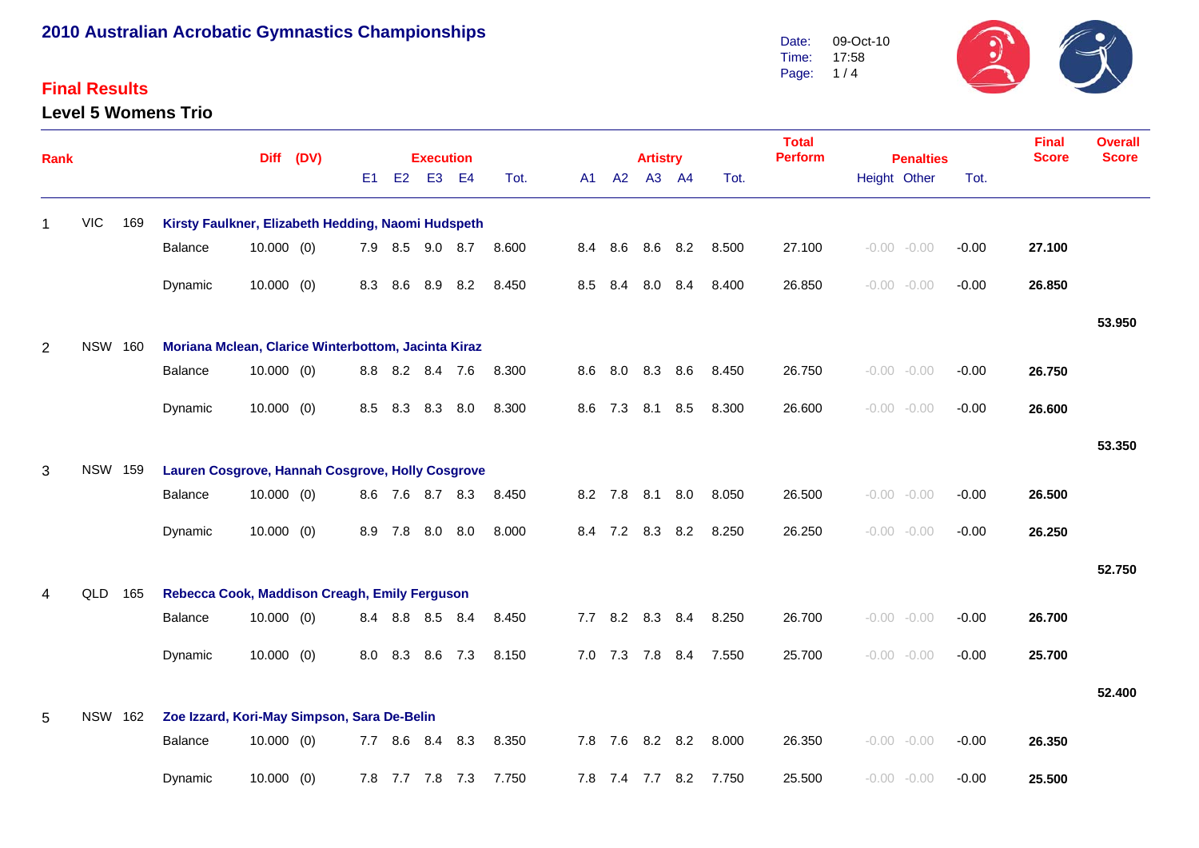# 2010 Australian Acrobatic Gymnastics Championships

Date: 09-Oct-10
Time: 17:58

## Final Results

### Level 5 Womens Trio

| Rank | | | | Diff | (DV) | Execution E1 | E2 | E3 | E4 | Tot. | Artistry A1 | A2 | A3 | A4 | Tot. | Total Perform | Penalties Height | Other | Tot. | Final Score | Overall Score |
|---|---|---|---|---|---|---|---|---|---|---|---|---|---|---|---|---|---|---|---|---|---|
| 1 | VIC | 169 | **Kirsty Faulkner, Elizabeth Hedding, Naomi Hudspeth** | | | | | | | | | | | | | | | | | | |
| | | | Balance | 10.000 | (0) | 7.9 | 8.5 | 9.0 | 8.7 | 8.600 | 8.4 | 8.6 | 8.6 | 8.2 | 8.500 | 27.100 | -0.00 | -0.00 | -0.00 | **27.100** | |
| | | | Dynamic | 10.000 | (0) | 8.3 | 8.6 | 8.9 | 8.2 | 8.450 | 8.5 | 8.4 | 8.0 | 8.4 | 8.400 | 26.850 | -0.00 | -0.00 | -0.00 | **26.850** | |
| | | | | | | | | | | | | | | | | | | | | | **53.950** |
| 2 | NSW | 160 | **Moriana Mclean, Clarice Winterbottom, Jacinta Kiraz** | | | | | | | | | | | | | | | | | | |
| | | | Balance | 10.000 | (0) | 8.8 | 8.2 | 8.4 | 7.6 | 8.300 | 8.6 | 8.0 | 8.3 | 8.6 | 8.450 | 26.750 | -0.00 | -0.00 | -0.00 | **26.750** | |
| | | | Dynamic | 10.000 | (0) | 8.5 | 8.3 | 8.3 | 8.0 | 8.300 | 8.6 | 7.3 | 8.1 | 8.5 | 8.300 | 26.600 | -0.00 | -0.00 | -0.00 | **26.600** | |
| | | | | | | | | | | | | | | | | | | | | | **53.350** |
| 3 | NSW | 159 | **Lauren Cosgrove, Hannah Cosgrove, Holly Cosgrove** | | | | | | | | | | | | | | | | | | |
| | | | Balance | 10.000 | (0) | 8.6 | 7.6 | 8.7 | 8.3 | 8.450 | 8.2 | 7.8 | 8.1 | 8.0 | 8.050 | 26.500 | -0.00 | -0.00 | -0.00 | **26.500** | |
| | | | Dynamic | 10.000 | (0) | 8.9 | 7.8 | 8.0 | 8.0 | 8.000 | 8.4 | 7.2 | 8.3 | 8.2 | 8.250 | 26.250 | -0.00 | -0.00 | -0.00 | **26.250** | |
| | | | | | | | | | | | | | | | | | | | | | **52.750** |
| 4 | QLD | 165 | **Rebecca Cook, Maddison Creagh, Emily Ferguson** | | | | | | | | | | | | | | | | | | |
| | | | Balance | 10.000 | (0) | 8.4 | 8.8 | 8.5 | 8.4 | 8.450 | 7.7 | 8.2 | 8.3 | 8.4 | 8.250 | 26.700 | -0.00 | -0.00 | -0.00 | **26.700** | |
| | | | Dynamic | 10.000 | (0) | 8.0 | 8.3 | 8.6 | 7.3 | 8.150 | 7.0 | 7.3 | 7.8 | 8.4 | 7.550 | 25.700 | -0.00 | -0.00 | -0.00 | **25.700** | |
| | | | | | | | | | | | | | | | | | | | | | **52.400** |
| 5 | NSW | 162 | **Zoe Izzard, Kori-May Simpson, Sara De-Belin** | | | | | | | | | | | | | | | | | | |
| | | | Balance | 10.000 | (0) | 7.7 | 8.6 | 8.4 | 8.3 | 8.350 | 7.8 | 7.6 | 8.2 | 8.2 | 8.000 | 26.350 | -0.00 | -0.00 | -0.00 | **26.350** | |
| | | | Dynamic | 10.000 | (0) | 7.8 | 7.7 | 7.8 | 7.3 | 7.750 | 7.8 | 7.4 | 7.7 | 8.2 | 7.750 | 25.500 | -0.00 | -0.00 | -0.00 | **25.500** | |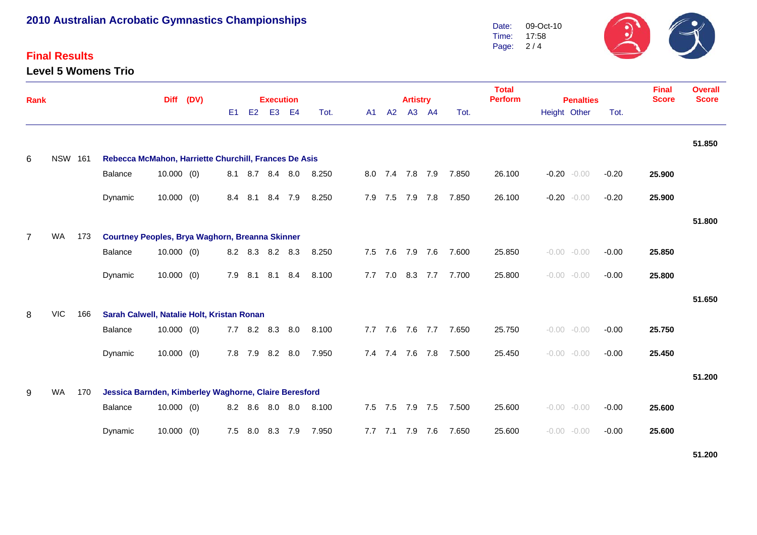# 2010 Australian Acrobatic Gymnastics Championships

Date: 09-Oct-10
Time: 17:58

## Final Results

### Level 5 Womens Trio

| Rank | | | | Diff | (DV) | Execution E1 | E2 | E3 | E4 | Tot. | Artistry A1 | A2 | A3 | A4 | Tot. | Total Perform | Penalties Height | Other | Tot. | Final Score | Overall Score |
|---|---|---|---|---|---|---|---|---|---|---|---|---|---|---|---|---|---|---|---|---|---|
| | | | | | | | | | | | | | | | | | | | | | 51.850 |
| 6 | NSW | 161 | **Rebecca McMahon, Harriette Churchill, Frances De Asis** | | | | | | | | | | | | | | | | | | |
| | | | Balance | 10.000 | (0) | 8.1 | 8.7 | 8.4 | 8.0 | 8.250 | 8.0 | 7.4 | 7.8 | 7.9 | 7.850 | 26.100 | -0.20 | -0.00 | -0.20 | **25.900** | |
| | | | Dynamic | 10.000 | (0) | 8.4 | 8.1 | 8.4 | 7.9 | 8.250 | 7.9 | 7.5 | 7.9 | 7.8 | 7.850 | 26.100 | -0.20 | -0.00 | -0.20 | **25.900** | |
| | | | | | | | | | | | | | | | | | | | | | 51.800 |
| 7 | WA | 173 | **Courtney Peoples, Brya Waghorn, Breanna Skinner** | | | | | | | | | | | | | | | | | | |
| | | | Balance | 10.000 | (0) | 8.2 | 8.3 | 8.2 | 8.3 | 8.250 | 7.5 | 7.6 | 7.9 | 7.6 | 7.600 | 25.850 | -0.00 | -0.00 | -0.00 | **25.850** | |
| | | | Dynamic | 10.000 | (0) | 7.9 | 8.1 | 8.1 | 8.4 | 8.100 | 7.7 | 7.0 | 8.3 | 7.7 | 7.700 | 25.800 | -0.00 | -0.00 | -0.00 | **25.800** | |
| | | | | | | | | | | | | | | | | | | | | | 51.650 |
| 8 | VIC | 166 | **Sarah Calwell, Natalie Holt, Kristan Ronan** | | | | | | | | | | | | | | | | | | |
| | | | Balance | 10.000 | (0) | 7.7 | 8.2 | 8.3 | 8.0 | 8.100 | 7.7 | 7.6 | 7.6 | 7.7 | 7.650 | 25.750 | -0.00 | -0.00 | -0.00 | **25.750** | |
| | | | Dynamic | 10.000 | (0) | 7.8 | 7.9 | 8.2 | 8.0 | 7.950 | 7.4 | 7.4 | 7.6 | 7.8 | 7.500 | 25.450 | -0.00 | -0.00 | -0.00 | **25.450** | |
| | | | | | | | | | | | | | | | | | | | | | 51.200 |
| 9 | WA | 170 | **Jessica Barnden, Kimberley Waghorne, Claire Beresford** | | | | | | | | | | | | | | | | | | |
| | | | Balance | 10.000 | (0) | 8.2 | 8.6 | 8.0 | 8.0 | 8.100 | 7.5 | 7.5 | 7.9 | 7.5 | 7.500 | 25.600 | -0.00 | -0.00 | -0.00 | **25.600** | |
| | | | Dynamic | 10.000 | (0) | 7.5 | 8.0 | 8.3 | 7.9 | 7.950 | 7.7 | 7.1 | 7.9 | 7.6 | 7.650 | 25.600 | -0.00 | -0.00 | -0.00 | **25.600** | |
| | | | | | | | | | | | | | | | | | | | | | 51.200 |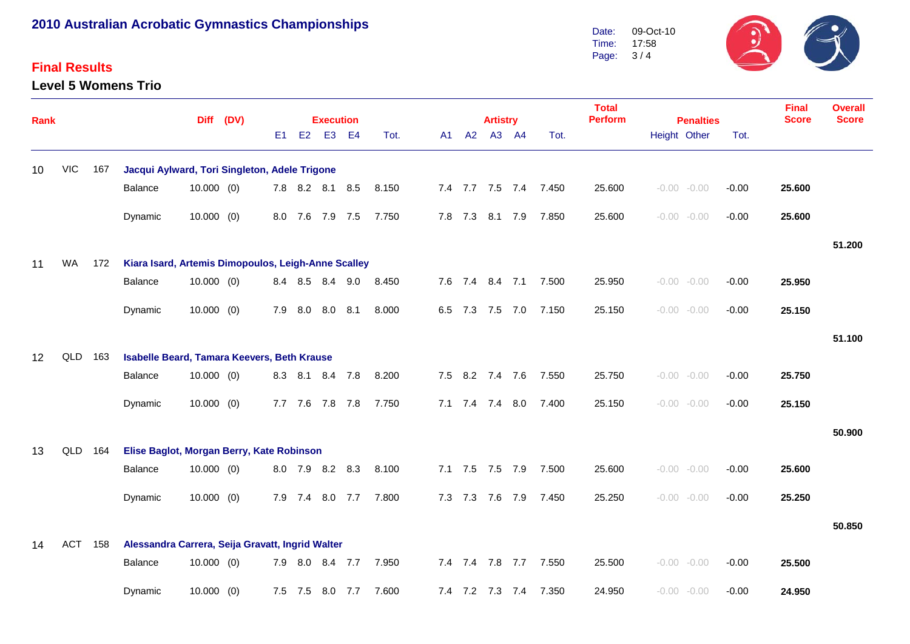## 2010 Australian Acrobatic Gymnastics Championships

Date: 09-Oct-10
Time: 17:58

### Final Results

### Level 5 Womens Trio

| Rank | | | | Diff | (DV) | Execution E1 | E2 | E3 | E4 | Tot. | Artistry A1 | A2 | A3 | A4 | Tot. | Total Perform | Penalties Height | Other | Tot. | Final Score | Overall Score |
|---|---|---|---|---|---|---|---|---|---|---|---|---|---|---|---|---|---|---|---|---|---|
| 10 | VIC | 167 | **Jacqui Aylward, Tori Singleton, Adele Trigone** | | | | | | | | | | | | | | | | | | |
| | | | Balance | 10.000 | (0) | 7.8 | 8.2 | 8.1 | 8.5 | 8.150 | 7.4 | 7.7 | 7.5 | 7.4 | 7.450 | 25.600 | -0.00 | -0.00 | -0.00 | **25.600** | |
| | | | Dynamic | 10.000 | (0) | 8.0 | 7.6 | 7.9 | 7.5 | 7.750 | 7.8 | 7.3 | 8.1 | 7.9 | 7.850 | 25.600 | -0.00 | -0.00 | -0.00 | **25.600** | |
| | | | | | | | | | | | | | | | | | | | | | **51.200** |
| 11 | WA | 172 | **Kiara Isard, Artemis Dimopoulos, Leigh-Anne Scalley** | | | | | | | | | | | | | | | | | | |
| | | | Balance | 10.000 | (0) | 8.4 | 8.5 | 8.4 | 9.0 | 8.450 | 7.6 | 7.4 | 8.4 | 7.1 | 7.500 | 25.950 | -0.00 | -0.00 | -0.00 | **25.950** | |
| | | | Dynamic | 10.000 | (0) | 7.9 | 8.0 | 8.0 | 8.1 | 8.000 | 6.5 | 7.3 | 7.5 | 7.0 | 7.150 | 25.150 | -0.00 | -0.00 | -0.00 | **25.150** | |
| | | | | | | | | | | | | | | | | | | | | | **51.100** |
| 12 | QLD | 163 | **Isabelle Beard, Tamara Keevers, Beth Krause** | | | | | | | | | | | | | | | | | | |
| | | | Balance | 10.000 | (0) | 8.3 | 8.1 | 8.4 | 7.8 | 8.200 | 7.5 | 8.2 | 7.4 | 7.6 | 7.550 | 25.750 | -0.00 | -0.00 | -0.00 | **25.750** | |
| | | | Dynamic | 10.000 | (0) | 7.7 | 7.6 | 7.8 | 7.8 | 7.750 | 7.1 | 7.4 | 7.4 | 8.0 | 7.400 | 25.150 | -0.00 | -0.00 | -0.00 | **25.150** | |
| | | | | | | | | | | | | | | | | | | | | | **50.900** |
| 13 | QLD | 164 | **Elise Baglot, Morgan Berry, Kate Robinson** | | | | | | | | | | | | | | | | | | |
| | | | Balance | 10.000 | (0) | 8.0 | 7.9 | 8.2 | 8.3 | 8.100 | 7.1 | 7.5 | 7.5 | 7.9 | 7.500 | 25.600 | -0.00 | -0.00 | -0.00 | **25.600** | |
| | | | Dynamic | 10.000 | (0) | 7.9 | 7.4 | 8.0 | 7.7 | 7.800 | 7.3 | 7.3 | 7.6 | 7.9 | 7.450 | 25.250 | -0.00 | -0.00 | -0.00 | **25.250** | |
| | | | | | | | | | | | | | | | | | | | | | **50.850** |
| 14 | ACT | 158 | **Alessandra Carrera, Seija Gravatt, Ingrid Walter** | | | | | | | | | | | | | | | | | | |
| | | | Balance | 10.000 | (0) | 7.9 | 8.0 | 8.4 | 7.7 | 7.950 | 7.4 | 7.4 | 7.8 | 7.7 | 7.550 | 25.500 | -0.00 | -0.00 | -0.00 | **25.500** | |
| | | | Dynamic | 10.000 | (0) | 7.5 | 7.5 | 8.0 | 7.7 | 7.600 | 7.4 | 7.2 | 7.3 | 7.4 | 7.350 | 24.950 | -0.00 | -0.00 | -0.00 | **24.950** | |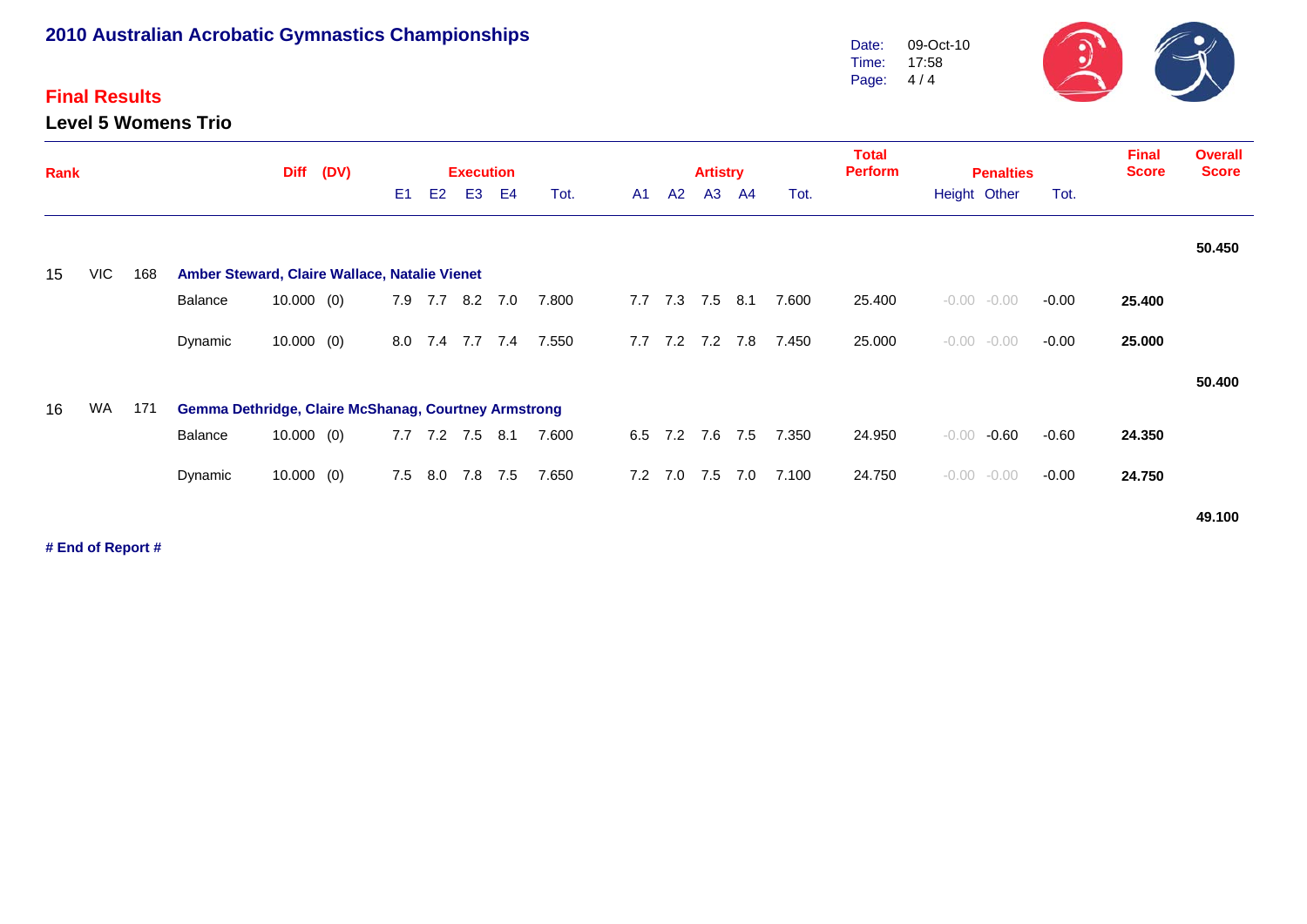# 2010 Australian Acrobatic Gymnastics Championships

Date: 09-Oct-10
Time: 17:58

## Final Results

### Level 5 Womens Trio

| Rank | | | | Diff | (DV) | Execution | | | | | Artistry | | | | | Total Perform | Penalties | | | Final Score | Overall Score |
|---|---|---|---|---|---|---|---|---|---|---|---|---|---|---|---|---|---|---|---|---|---|
| | | | | | | E1 | E2 | E3 | E4 | Tot. | A1 | A2 | A3 | A4 | Tot. | | Height | Other | Tot. | | |
| | | | | | | | | | | | | | | | | | | | | | 50.450 |
| 15 | VIC | 168 | **Amber Steward, Claire Wallace, Natalie Vienet** | | | | | | | | | | | | | | | | | | |
| | | | Balance | 10.000 | (0) | 7.9 | 7.7 | 8.2 | 7.0 | 7.800 | 7.7 | 7.3 | 7.5 | 8.1 | 7.600 | 25.400 | -0.00 | -0.00 | -0.00 | **25.400** | |
| | | | Dynamic | 10.000 | (0) | 8.0 | 7.4 | 7.7 | 7.4 | 7.550 | 7.7 | 7.2 | 7.2 | 7.8 | 7.450 | 25.000 | -0.00 | -0.00 | -0.00 | **25.000** | |
| | | | | | | | | | | | | | | | | | | | | | 50.400 |
| 16 | WA | 171 | **Gemma Dethridge, Claire McShanag, Courtney Armstrong** | | | | | | | | | | | | | | | | | | |
| | | | Balance | 10.000 | (0) | 7.7 | 7.2 | 7.5 | 8.1 | 7.600 | 6.5 | 7.2 | 7.6 | 7.5 | 7.350 | 24.950 | -0.00 | -0.60 | -0.60 | **24.350** | |
| | | | Dynamic | 10.000 | (0) | 7.5 | 8.0 | 7.8 | 7.5 | 7.650 | 7.2 | 7.0 | 7.5 | 7.0 | 7.100 | 24.750 | -0.00 | -0.00 | -0.00 | **24.750** | |
| | | | | | | | | | | | | | | | | | | | | | 49.100 |

**# End of Report #**